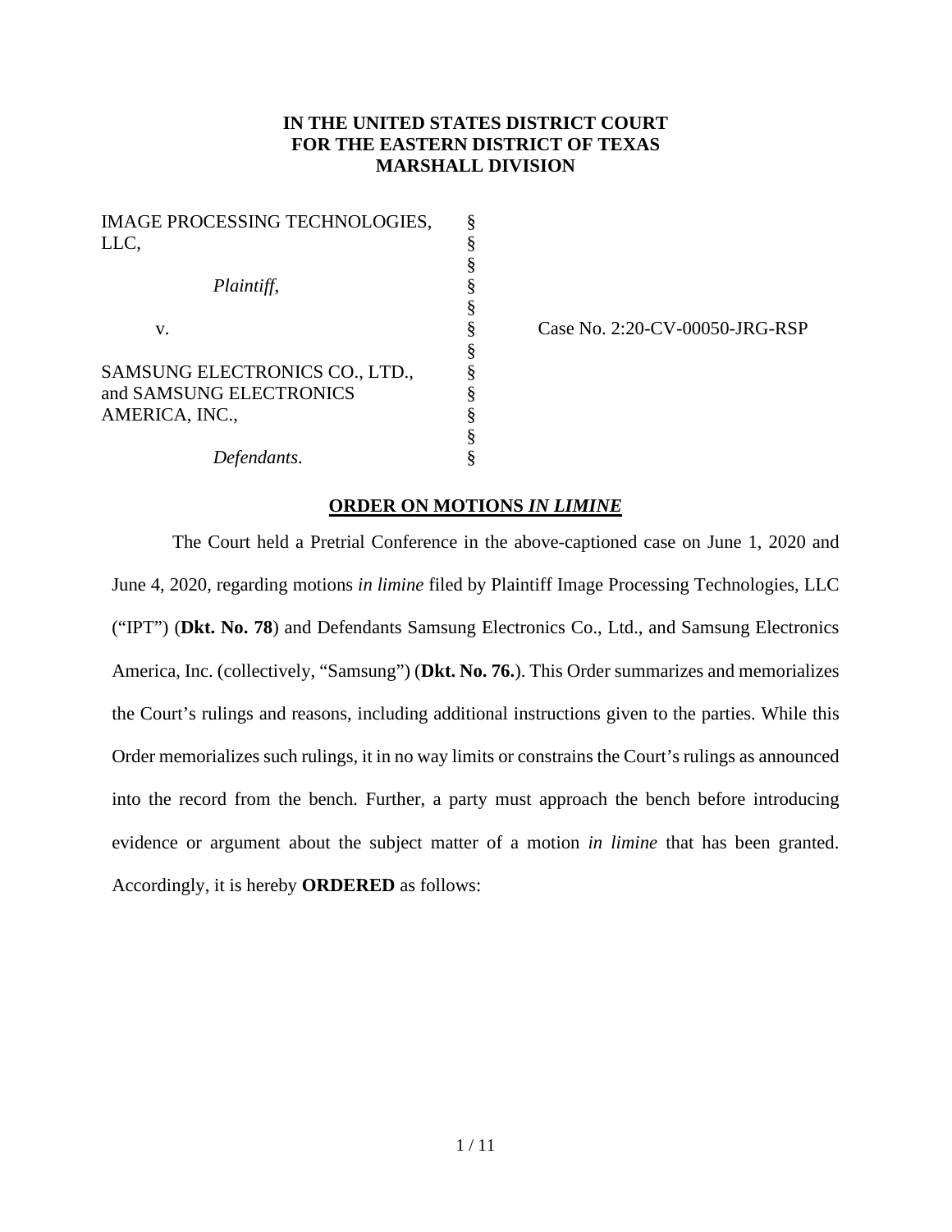**IN THE UNITED STATES DISTRICT COURT**
**FOR THE EASTERN DISTRICT OF TEXAS**
**MARSHALL DIVISION**

| | | |
|---|---|---|
| IMAGE PROCESSING TECHNOLOGIES, LLC, | § | |
| | § | |
| *Plaintiff*, | § | |
| | § | |
| v. | § | Case No. 2:20-CV-00050-JRG-RSP |
| | § | |
| SAMSUNG ELECTRONICS CO., LTD., and SAMSUNG ELECTRONICS AMERICA, INC., | § | |
| | § | |
| *Defendants*. | § | |

**ORDER ON MOTIONS *IN LIMINE***

The Court held a Pretrial Conference in the above-captioned case on June 1, 2020 and June 4, 2020, regarding motions *in limine* filed by Plaintiff Image Processing Technologies, LLC ("IPT") (**Dkt. No. 78**) and Defendants Samsung Electronics Co., Ltd., and Samsung Electronics America, Inc. (collectively, "Samsung") (**Dkt. No. 76.**). This Order summarizes and memorializes the Court's rulings and reasons, including additional instructions given to the parties. While this Order memorializes such rulings, it in no way limits or constrains the Court's rulings as announced into the record from the bench. Further, a party must approach the bench before introducing evidence or argument about the subject matter of a motion *in limine* that has been granted. Accordingly, it is hereby **ORDERED** as follows: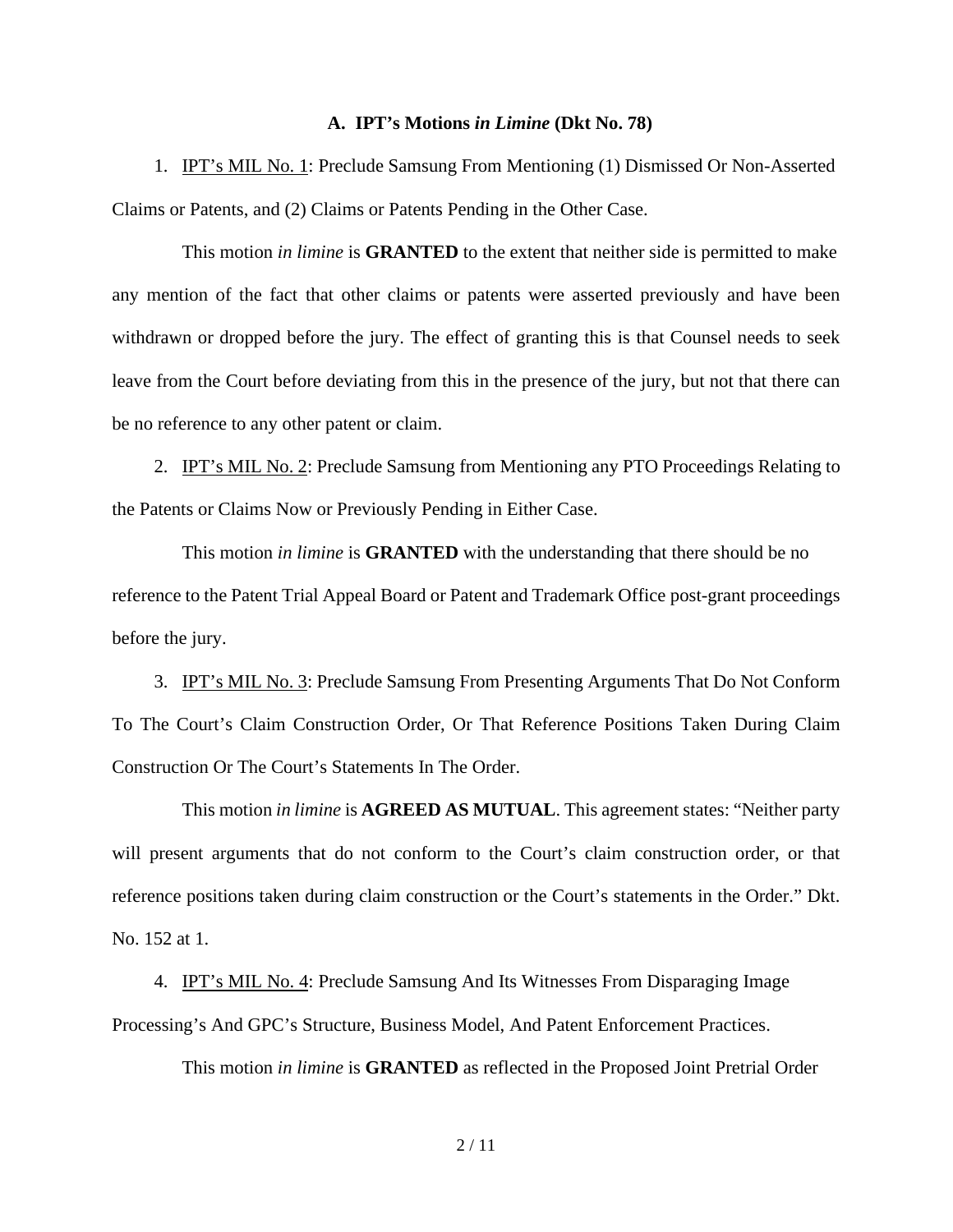### A. IPT's Motions *in Limine* (Dkt No. 78)

1. <u>IPT's MIL No. 1</u>: Preclude Samsung From Mentioning (1) Dismissed Or Non-Asserted Claims or Patents, and (2) Claims or Patents Pending in the Other Case.

This motion *in limine* is **GRANTED** to the extent that neither side is permitted to make any mention of the fact that other claims or patents were asserted previously and have been withdrawn or dropped before the jury. The effect of granting this is that Counsel needs to seek leave from the Court before deviating from this in the presence of the jury, but not that there can be no reference to any other patent or claim.

2. <u>IPT's MIL No. 2</u>: Preclude Samsung from Mentioning any PTO Proceedings Relating to the Patents or Claims Now or Previously Pending in Either Case.

This motion *in limine* is **GRANTED** with the understanding that there should be no reference to the Patent Trial Appeal Board or Patent and Trademark Office post-grant proceedings before the jury.

3. <u>IPT's MIL No. 3</u>: Preclude Samsung From Presenting Arguments That Do Not Conform To The Court's Claim Construction Order, Or That Reference Positions Taken During Claim Construction Or The Court's Statements In The Order.

This motion *in limine* is **AGREED AS MUTUAL**. This agreement states: "Neither party will present arguments that do not conform to the Court's claim construction order, or that reference positions taken during claim construction or the Court's statements in the Order." Dkt. No. 152 at 1.

4. <u>IPT's MIL No. 4</u>: Preclude Samsung And Its Witnesses From Disparaging Image Processing's And GPC's Structure, Business Model, And Patent Enforcement Practices.

This motion *in limine* is **GRANTED** as reflected in the Proposed Joint Pretrial Order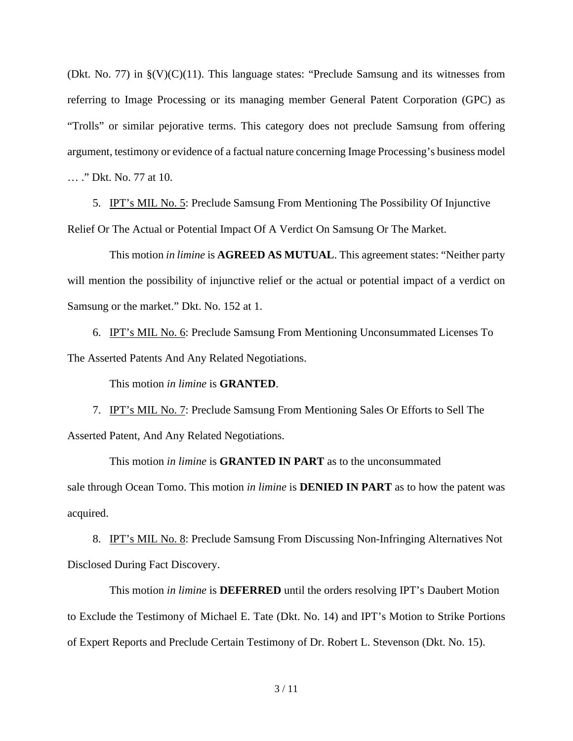(Dkt. No. 77) in §(V)(C)(11). This language states: "Preclude Samsung and its witnesses from referring to Image Processing or its managing member General Patent Corporation (GPC) as "Trolls" or similar pejorative terms. This category does not preclude Samsung from offering argument, testimony or evidence of a factual nature concerning Image Processing's business model … ." Dkt. No. 77 at 10.

5. IPT's MIL No. 5: Preclude Samsung From Mentioning The Possibility Of Injunctive Relief Or The Actual or Potential Impact Of A Verdict On Samsung Or The Market.

This motion *in limine* is **AGREED AS MUTUAL**. This agreement states: "Neither party will mention the possibility of injunctive relief or the actual or potential impact of a verdict on Samsung or the market." Dkt. No. 152 at 1.

6. IPT's MIL No. 6: Preclude Samsung From Mentioning Unconsummated Licenses To The Asserted Patents And Any Related Negotiations.

This motion *in limine* is **GRANTED**.

7. IPT's MIL No. 7: Preclude Samsung From Mentioning Sales Or Efforts to Sell The Asserted Patent, And Any Related Negotiations.

This motion *in limine* is **GRANTED IN PART** as to the unconsummated sale through Ocean Tomo. This motion *in limine* is **DENIED IN PART** as to how the patent was acquired.

8. IPT's MIL No. 8: Preclude Samsung From Discussing Non-Infringing Alternatives Not Disclosed During Fact Discovery.

This motion *in limine* is **DEFERRED** until the orders resolving IPT's Daubert Motion to Exclude the Testimony of Michael E. Tate (Dkt. No. 14) and IPT's Motion to Strike Portions of Expert Reports and Preclude Certain Testimony of Dr. Robert L. Stevenson (Dkt. No. 15).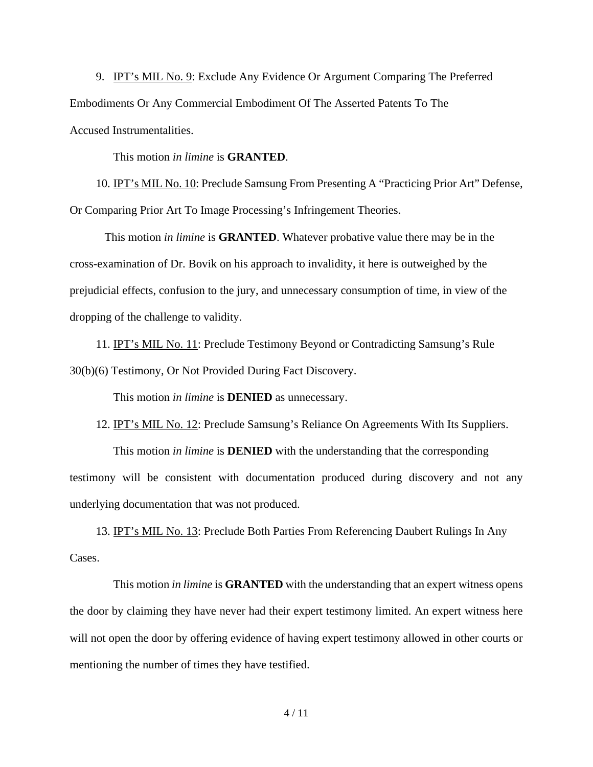9. <u>IPT's MIL No. 9</u>: Exclude Any Evidence Or Argument Comparing The Preferred Embodiments Or Any Commercial Embodiment Of The Asserted Patents To The Accused Instrumentalities.

This motion *in limine* is **GRANTED**.

10. <u>IPT's MIL No. 10</u>: Preclude Samsung From Presenting A "Practicing Prior Art" Defense, Or Comparing Prior Art To Image Processing's Infringement Theories.

This motion *in limine* is **GRANTED**. Whatever probative value there may be in the cross-examination of Dr. Bovik on his approach to invalidity, it here is outweighed by the prejudicial effects, confusion to the jury, and unnecessary consumption of time, in view of the dropping of the challenge to validity.

11. <u>IPT's MIL No. 11</u>: Preclude Testimony Beyond or Contradicting Samsung's Rule 30(b)(6) Testimony, Or Not Provided During Fact Discovery.

This motion *in limine* is **DENIED** as unnecessary.

12. <u>IPT's MIL No. 12</u>: Preclude Samsung's Reliance On Agreements With Its Suppliers.

This motion *in limine* is **DENIED** with the understanding that the corresponding testimony will be consistent with documentation produced during discovery and not any underlying documentation that was not produced.

13. <u>IPT's MIL No. 13</u>: Preclude Both Parties From Referencing Daubert Rulings In Any Cases.

This motion *in limine* is **GRANTED** with the understanding that an expert witness opens the door by claiming they have never had their expert testimony limited. An expert witness here will not open the door by offering evidence of having expert testimony allowed in other courts or mentioning the number of times they have testified.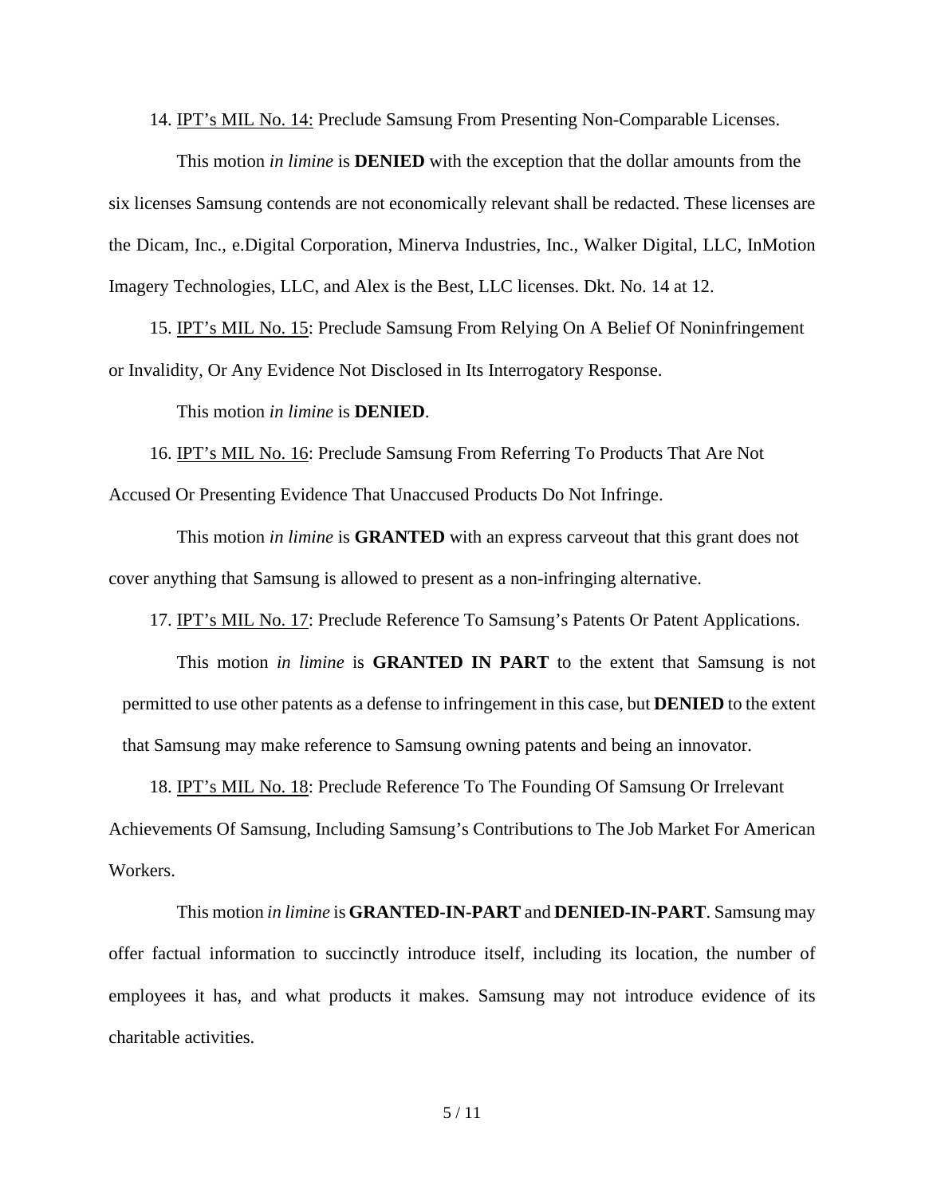14. IPT's MIL No. 14: Preclude Samsung From Presenting Non-Comparable Licenses.

This motion *in limine* is **DENIED** with the exception that the dollar amounts from the six licenses Samsung contends are not economically relevant shall be redacted. These licenses are the Dicam, Inc., e.Digital Corporation, Minerva Industries, Inc., Walker Digital, LLC, InMotion Imagery Technologies, LLC, and Alex is the Best, LLC licenses. Dkt. No. 14 at 12.

15. IPT's MIL No. 15: Preclude Samsung From Relying On A Belief Of Noninfringement or Invalidity, Or Any Evidence Not Disclosed in Its Interrogatory Response.

This motion *in limine* is **DENIED**.

16. IPT's MIL No. 16: Preclude Samsung From Referring To Products That Are Not Accused Or Presenting Evidence That Unaccused Products Do Not Infringe.

This motion *in limine* is **GRANTED** with an express carveout that this grant does not cover anything that Samsung is allowed to present as a non-infringing alternative.

17. IPT's MIL No. 17: Preclude Reference To Samsung's Patents Or Patent Applications.

This motion *in limine* is **GRANTED IN PART** to the extent that Samsung is not permitted to use other patents as a defense to infringement in this case, but **DENIED** to the extent that Samsung may make reference to Samsung owning patents and being an innovator.

18. IPT's MIL No. 18: Preclude Reference To The Founding Of Samsung Or Irrelevant Achievements Of Samsung, Including Samsung's Contributions to The Job Market For American Workers.

This motion *in limine* is **GRANTED-IN-PART** and **DENIED-IN-PART**. Samsung may offer factual information to succinctly introduce itself, including its location, the number of employees it has, and what products it makes. Samsung may not introduce evidence of its charitable activities.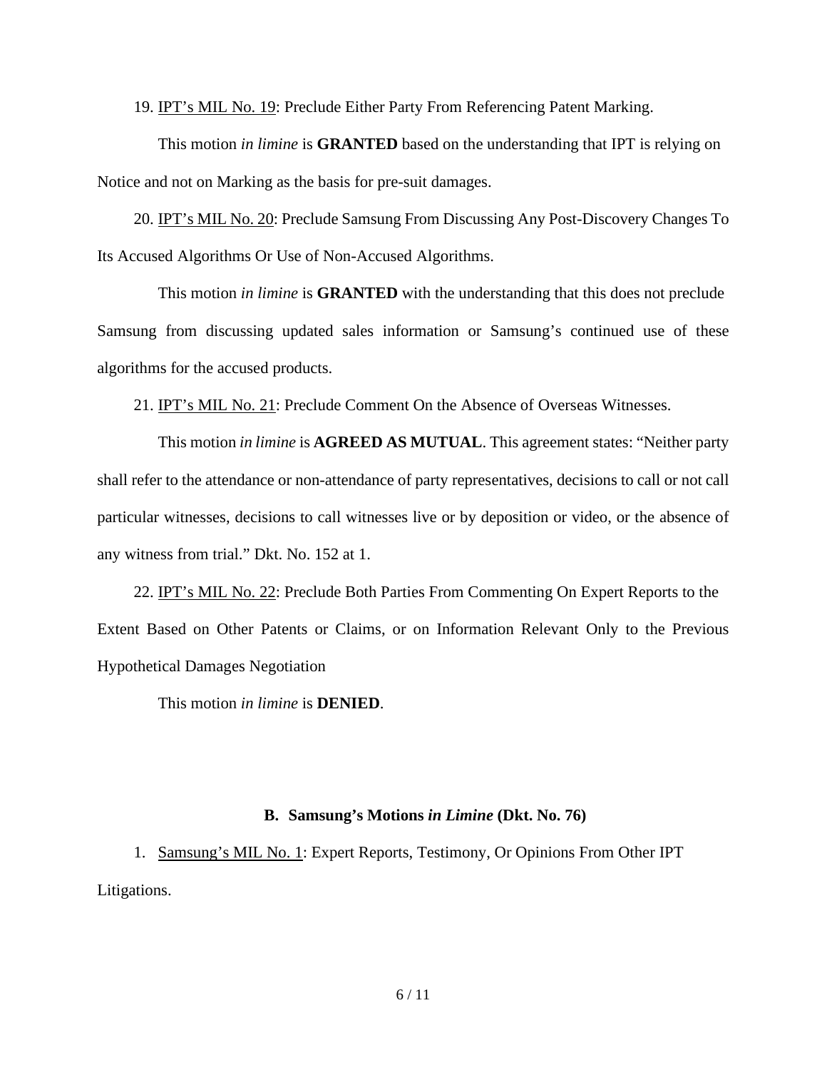19. <u>IPT's MIL No. 19</u>: Preclude Either Party From Referencing Patent Marking.

This motion *in limine* is **GRANTED** based on the understanding that IPT is relying on Notice and not on Marking as the basis for pre-suit damages.

20. <u>IPT's MIL No. 20</u>: Preclude Samsung From Discussing Any Post-Discovery Changes To Its Accused Algorithms Or Use of Non-Accused Algorithms.

This motion *in limine* is **GRANTED** with the understanding that this does not preclude Samsung from discussing updated sales information or Samsung's continued use of these algorithms for the accused products.

21. <u>IPT's MIL No. 21</u>: Preclude Comment On the Absence of Overseas Witnesses.

This motion *in limine* is **AGREED AS MUTUAL**. This agreement states: "Neither party shall refer to the attendance or non-attendance of party representatives, decisions to call or not call particular witnesses, decisions to call witnesses live or by deposition or video, or the absence of any witness from trial." Dkt. No. 152 at 1.

22. <u>IPT's MIL No. 22</u>: Preclude Both Parties From Commenting On Expert Reports to the Extent Based on Other Patents or Claims, or on Information Relevant Only to the Previous Hypothetical Damages Negotiation

This motion *in limine* is **DENIED**.

### B. Samsung's Motions *in Limine* (Dkt. No. 76)

1. <u>Samsung's MIL No. 1</u>: Expert Reports, Testimony, Or Opinions From Other IPT Litigations.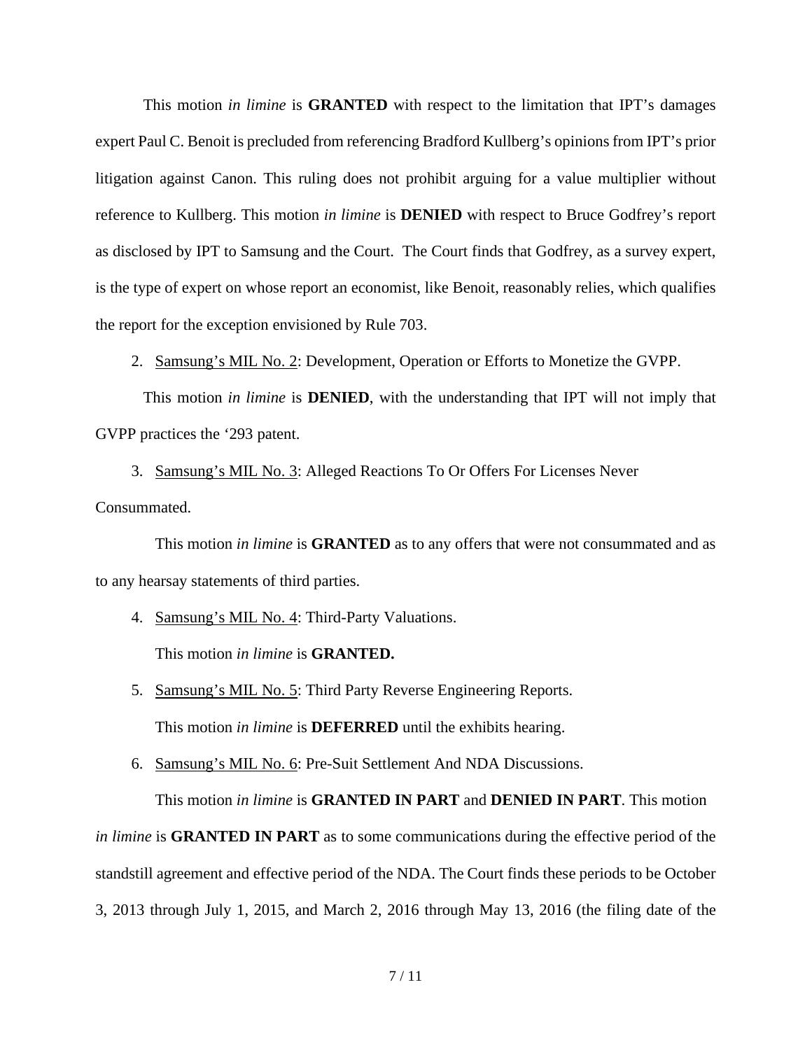This motion *in limine* is **GRANTED** with respect to the limitation that IPT's damages expert Paul C. Benoit is precluded from referencing Bradford Kullberg's opinions from IPT's prior litigation against Canon. This ruling does not prohibit arguing for a value multiplier without reference to Kullberg. This motion *in limine* is **DENIED** with respect to Bruce Godfrey's report as disclosed by IPT to Samsung and the Court. The Court finds that Godfrey, as a survey expert, is the type of expert on whose report an economist, like Benoit, reasonably relies, which qualifies the report for the exception envisioned by Rule 703.

2. Samsung's MIL No. 2: Development, Operation or Efforts to Monetize the GVPP.

This motion *in limine* is **DENIED**, with the understanding that IPT will not imply that GVPP practices the '293 patent.

3. Samsung's MIL No. 3: Alleged Reactions To Or Offers For Licenses Never Consummated.

This motion *in limine* is **GRANTED** as to any offers that were not consummated and as to any hearsay statements of third parties.

4. Samsung's MIL No. 4: Third-Party Valuations.

This motion *in limine* is **GRANTED.**

5. Samsung's MIL No. 5: Third Party Reverse Engineering Reports.

This motion *in limine* is **DEFERRED** until the exhibits hearing.

6. Samsung's MIL No. 6: Pre-Suit Settlement And NDA Discussions.

This motion *in limine* is **GRANTED IN PART** and **DENIED IN PART**. This motion *in limine* is **GRANTED IN PART** as to some communications during the effective period of the standstill agreement and effective period of the NDA. The Court finds these periods to be October 3, 2013 through July 1, 2015, and March 2, 2016 through May 13, 2016 (the filing date of the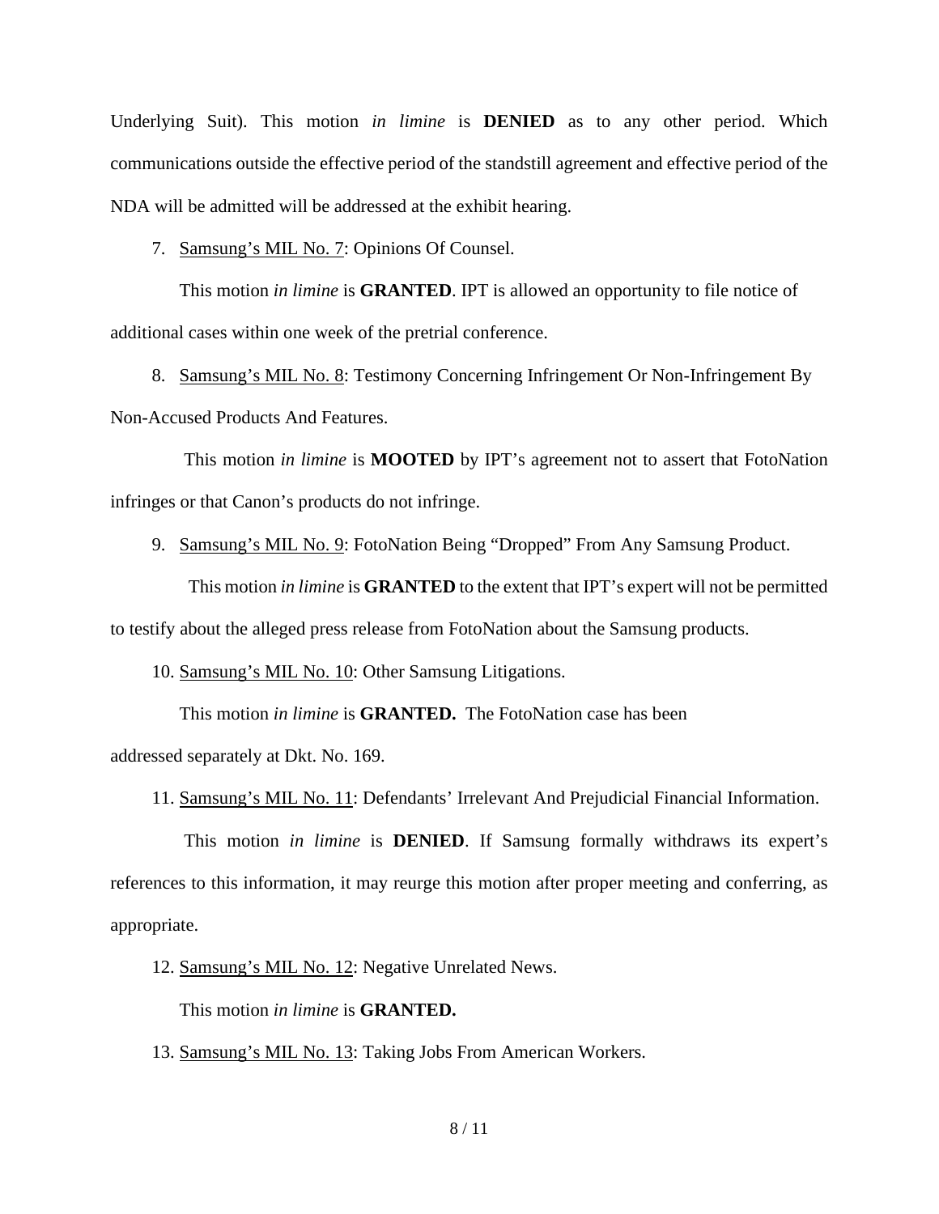Underlying Suit). This motion *in limine* is **DENIED** as to any other period. Which communications outside the effective period of the standstill agreement and effective period of the NDA will be admitted will be addressed at the exhibit hearing.

7. Samsung's MIL No. 7: Opinions Of Counsel.

This motion *in limine* is **GRANTED**. IPT is allowed an opportunity to file notice of additional cases within one week of the pretrial conference.

8. Samsung's MIL No. 8: Testimony Concerning Infringement Or Non-Infringement By Non-Accused Products And Features.

This motion *in limine* is **MOOTED** by IPT's agreement not to assert that FotoNation infringes or that Canon's products do not infringe.

9. Samsung's MIL No. 9: FotoNation Being "Dropped" From Any Samsung Product.

This motion *in limine* is **GRANTED** to the extent that IPT's expert will not be permitted to testify about the alleged press release from FotoNation about the Samsung products.

10. Samsung's MIL No. 10: Other Samsung Litigations.

This motion *in limine* is **GRANTED.** The FotoNation case has been addressed separately at Dkt. No. 169.

11. Samsung's MIL No. 11: Defendants' Irrelevant And Prejudicial Financial Information.

This motion *in limine* is **DENIED**. If Samsung formally withdraws its expert's references to this information, it may reurge this motion after proper meeting and conferring, as appropriate.

12. Samsung's MIL No. 12: Negative Unrelated News.

This motion *in limine* is **GRANTED.**

13. Samsung's MIL No. 13: Taking Jobs From American Workers.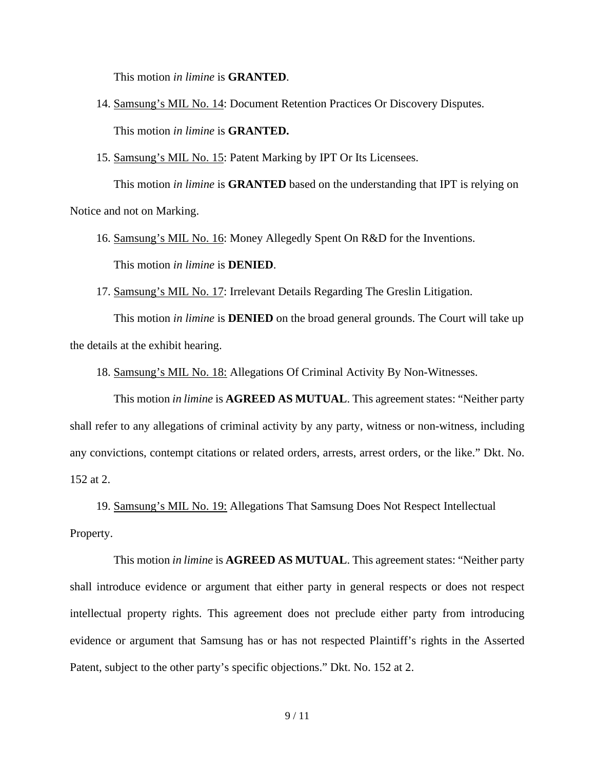This motion *in limine* is **GRANTED**.

14. Samsung's MIL No. 14: Document Retention Practices Or Discovery Disputes.

    This motion *in limine* is **GRANTED.**

15. Samsung's MIL No. 15: Patent Marking by IPT Or Its Licensees.

    This motion *in limine* is **GRANTED** based on the understanding that IPT is relying on Notice and not on Marking.

16. Samsung's MIL No. 16: Money Allegedly Spent On R&D for the Inventions.

    This motion *in limine* is **DENIED**.

17. Samsung's MIL No. 17: Irrelevant Details Regarding The Greslin Litigation.

    This motion *in limine* is **DENIED** on the broad general grounds. The Court will take up the details at the exhibit hearing.

18. Samsung's MIL No. 18: Allegations Of Criminal Activity By Non-Witnesses.

    This motion *in limine* is **AGREED AS MUTUAL**. This agreement states: "Neither party shall refer to any allegations of criminal activity by any party, witness or non-witness, including any convictions, contempt citations or related orders, arrests, arrest orders, or the like." Dkt. No. 152 at 2.

19. Samsung's MIL No. 19: Allegations That Samsung Does Not Respect Intellectual Property.

    This motion *in limine* is **AGREED AS MUTUAL**. This agreement states: "Neither party shall introduce evidence or argument that either party in general respects or does not respect intellectual property rights. This agreement does not preclude either party from introducing evidence or argument that Samsung has or has not respected Plaintiff's rights in the Asserted Patent, subject to the other party's specific objections." Dkt. No. 152 at 2.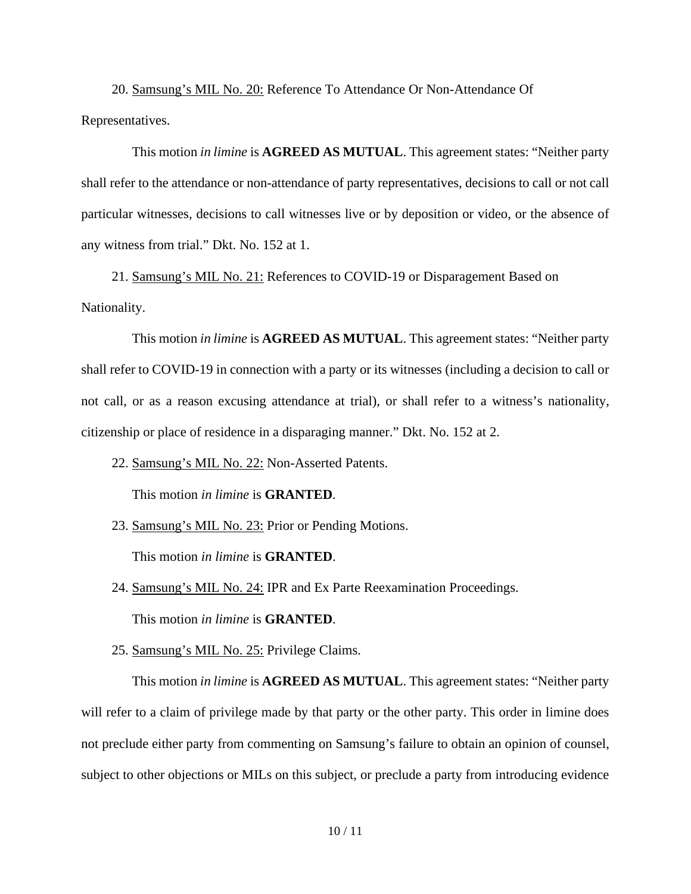20. <u>Samsung's MIL No. 20:</u> Reference To Attendance Or Non-Attendance Of Representatives.

This motion *in limine* is **AGREED AS MUTUAL**. This agreement states: "Neither party shall refer to the attendance or non-attendance of party representatives, decisions to call or not call particular witnesses, decisions to call witnesses live or by deposition or video, or the absence of any witness from trial." Dkt. No. 152 at 1.

21. <u>Samsung's MIL No. 21:</u> References to COVID-19 or Disparagement Based on Nationality.

This motion *in limine* is **AGREED AS MUTUAL**. This agreement states: "Neither party shall refer to COVID-19 in connection with a party or its witnesses (including a decision to call or not call, or as a reason excusing attendance at trial), or shall refer to a witness's nationality, citizenship or place of residence in a disparaging manner." Dkt. No. 152 at 2.

22. <u>Samsung's MIL No. 22:</u> Non-Asserted Patents.

This motion *in limine* is **GRANTED**.

23. <u>Samsung's MIL No. 23:</u> Prior or Pending Motions.

This motion *in limine* is **GRANTED**.

24. <u>Samsung's MIL No. 24:</u> IPR and Ex Parte Reexamination Proceedings.

This motion *in limine* is **GRANTED**.

25. <u>Samsung's MIL No. 25:</u> Privilege Claims.

This motion *in limine* is **AGREED AS MUTUAL**. This agreement states: "Neither party will refer to a claim of privilege made by that party or the other party. This order in limine does not preclude either party from commenting on Samsung's failure to obtain an opinion of counsel, subject to other objections or MILs on this subject, or preclude a party from introducing evidence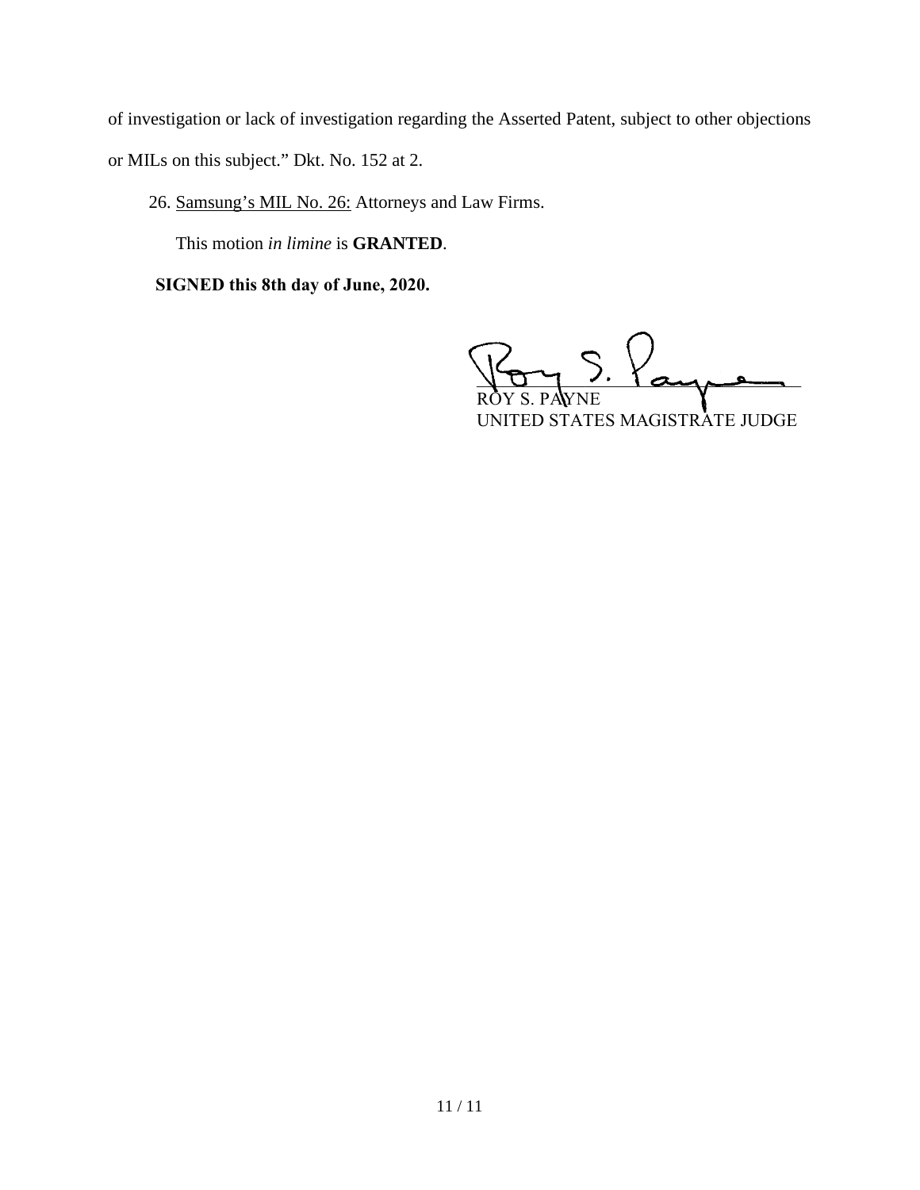of investigation or lack of investigation regarding the Asserted Patent, subject to other objections or MILs on this subject." Dkt. No. 152 at 2.

26. Samsung's MIL No. 26: Attorneys and Law Firms.

This motion *in limine* is **GRANTED**.

**SIGNED this 8th day of June, 2020.**

ROY S. PAYNE
UNITED STATES MAGISTRATE JUDGE